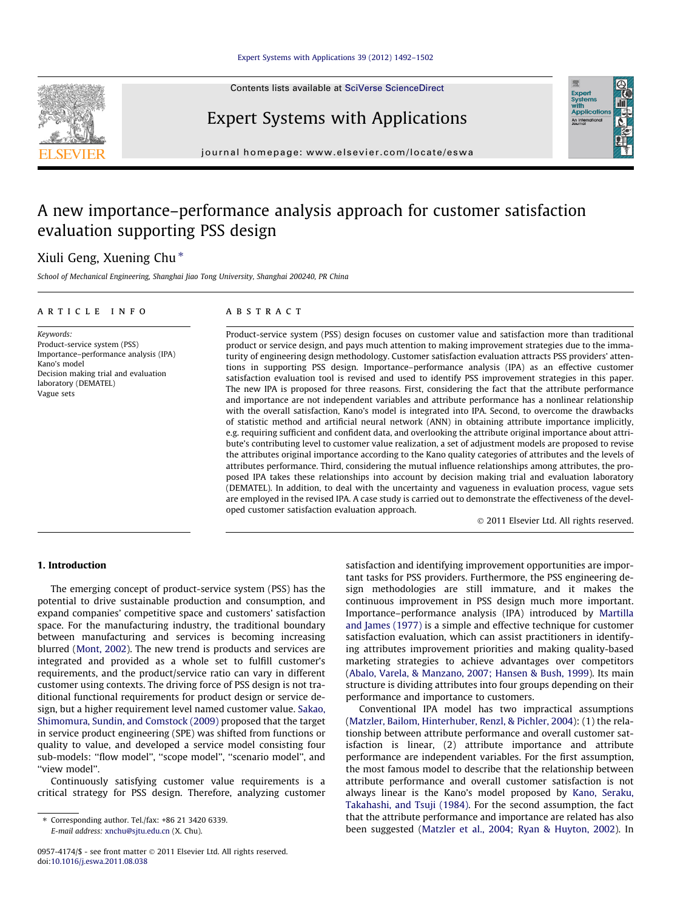Contents lists available at SciVerse ScienceDirect

# Expert Systems with Applications

journal homepage: www.elsevier.com/locate/eswa

# A new importance–performance analysis approach for customer satisfaction evaluation supporting PSS design

Xiuli Geng, Xuening Chu *

School of Mechanical Engineering, Shanghai Jiao Tong University, Shanghai 200240, PR China

## ARTICLE INFO

*Keywords:*
Product-service system (PSS)
Importance–performance analysis (IPA)
Kano's model
Decision making trial and evaluation laboratory (DEMATEL)
Vague sets

## ABSTRACT

Product-service system (PSS) design focuses on customer value and satisfaction more than traditional product or service design, and pays much attention to making improvement strategies due to the immaturity of engineering design methodology. Customer satisfaction evaluation attracts PSS providers' attentions in supporting PSS design. Importance–performance analysis (IPA) as an effective customer satisfaction evaluation tool is revised and used to identify PSS improvement strategies in this paper. The new IPA is proposed for three reasons. First, considering the fact that the attribute performance and importance are not independent variables and attribute performance has a nonlinear relationship with the overall satisfaction, Kano's model is integrated into IPA. Second, to overcome the drawbacks of statistic method and artificial neural network (ANN) in obtaining attribute importance implicitly, e.g. requiring sufficient and confident data, and overlooking the attribute original importance about attribute's contributing level to customer value realization, a set of adjustment models are proposed to revise the attributes original importance according to the Kano quality categories of attributes and the levels of attributes performance. Third, considering the mutual influence relationships among attributes, the proposed IPA takes these relationships into account by decision making trial and evaluation laboratory (DEMATEL). In addition, to deal with the uncertainty and vagueness in evaluation process, vague sets are employed in the revised IPA. A case study is carried out to demonstrate the effectiveness of the developed customer satisfaction evaluation approach.

© 2011 Elsevier Ltd. All rights reserved.

## 1. Introduction

The emerging concept of product-service system (PSS) has the potential to drive sustainable production and consumption, and expand companies' competitive space and customers' satisfaction space. For the manufacturing industry, the traditional boundary between manufacturing and services is becoming increasing blurred (Mont, 2002). The new trend is products and services are integrated and provided as a whole set to fulfill customer's requirements, and the product/service ratio can vary in different customer using contexts. The driving force of PSS design is not traditional functional requirements for product design or service design, but a higher requirement level named customer value. Sakao, Shimomura, Sundin, and Comstock (2009) proposed that the target in service product engineering (SPE) was shifted from functions or quality to value, and developed a service model consisting four sub-models: "flow model", "scope model", "scenario model", and "view model".

Continuously satisfying customer value requirements is a critical strategy for PSS design. Therefore, analyzing customer satisfaction and identifying improvement opportunities are important tasks for PSS providers. Furthermore, the PSS engineering design methodologies are still immature, and it makes the continuous improvement in PSS design much more important. Importance–performance analysis (IPA) introduced by Martilla and James (1977) is a simple and effective technique for customer satisfaction evaluation, which can assist practitioners in identifying attributes improvement priorities and making quality-based marketing strategies to achieve advantages over competitors (Abalo, Varela, & Manzano, 2007; Hansen & Bush, 1999). Its main structure is dividing attributes into four groups depending on their performance and importance to customers.

Conventional IPA model has two impractical assumptions (Matzler, Bailom, Hinterhuber, Renzl, & Pichler, 2004): (1) the relationship between attribute performance and overall customer satisfaction is linear, (2) attribute importance and attribute performance are independent variables. For the first assumption, the most famous model to describe that the relationship between attribute performance and overall customer satisfaction is not always linear is the Kano's model proposed by Kano, Seraku, Takahashi, and Tsuji (1984). For the second assumption, the fact that the attribute performance and importance are related has also been suggested (Matzler et al., 2004; Ryan & Huyton, 2002). In

* Corresponding author. Tel./fax: +86 21 3420 6339.
E-mail address: xnchu@sjtu.edu.cn (X. Chu).

0957-4174/$ - see front matter © 2011 Elsevier Ltd. All rights reserved.
doi:10.1016/j.eswa.2011.08.038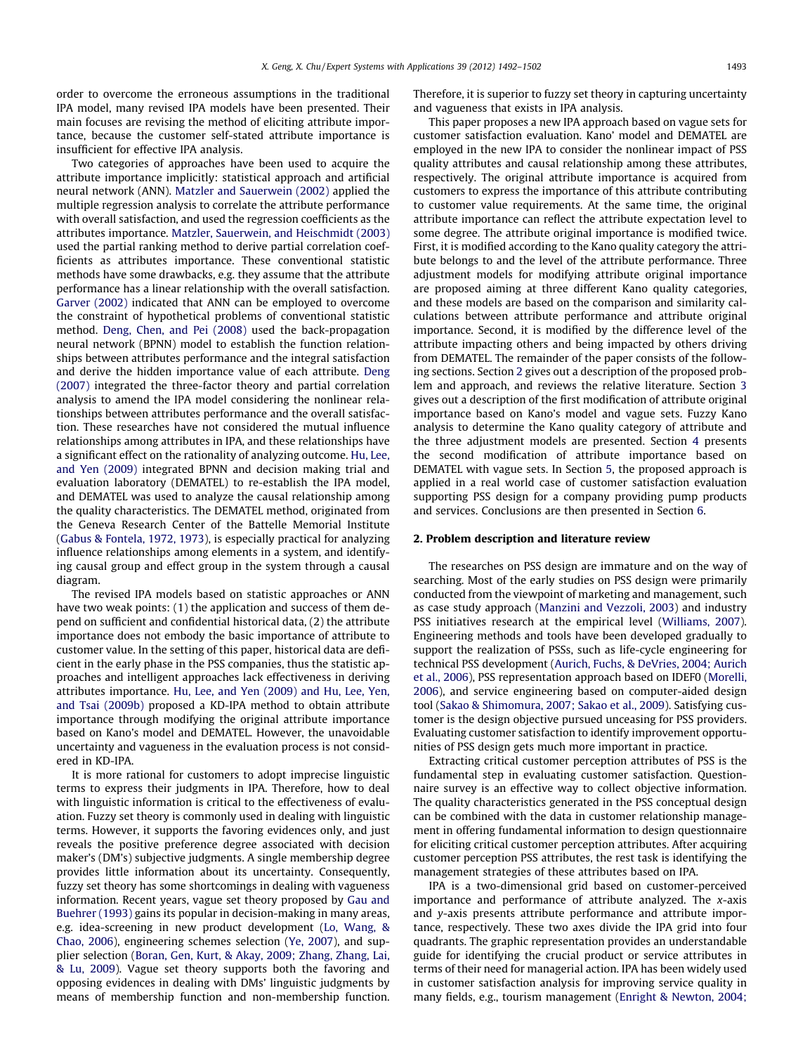order to overcome the erroneous assumptions in the traditional IPA model, many revised IPA models have been presented. Their main focuses are revising the method of eliciting attribute importance, because the customer self-stated attribute importance is insufficient for effective IPA analysis.

Two categories of approaches have been used to acquire the attribute importance implicitly: statistical approach and artificial neural network (ANN). Matzler and Sauerwein (2002) applied the multiple regression analysis to correlate the attribute performance with overall satisfaction, and used the regression coefficients as the attributes importance. Matzler, Sauerwein, and Heischmidt (2003) used the partial ranking method to derive partial correlation coefficients as attributes importance. These conventional statistic methods have some drawbacks, e.g. they assume that the attribute performance has a linear relationship with the overall satisfaction. Garver (2002) indicated that ANN can be employed to overcome the constraint of hypothetical problems of conventional statistic method. Deng, Chen, and Pei (2008) used the back-propagation neural network (BPNN) model to establish the function relationships between attributes performance and the integral satisfaction and derive the hidden importance value of each attribute. Deng (2007) integrated the three-factor theory and partial correlation analysis to amend the IPA model considering the nonlinear relationships between attributes performance and the overall satisfaction. These researches have not considered the mutual influence relationships among attributes in IPA, and these relationships have a significant effect on the rationality of analyzing outcome. Hu, Lee, and Yen (2009) integrated BPNN and decision making trial and evaluation laboratory (DEMATEL) to re-establish the IPA model, and DEMATEL was used to analyze the causal relationship among the quality characteristics. The DEMATEL method, originated from the Geneva Research Center of the Battelle Memorial Institute (Gabus & Fontela, 1972, 1973), is especially practical for analyzing influence relationships among elements in a system, and identifying causal group and effect group in the system through a causal diagram.

The revised IPA models based on statistic approaches or ANN have two weak points: (1) the application and success of them depend on sufficient and confidential historical data, (2) the attribute importance does not embody the basic importance of attribute to customer value. In the setting of this paper, historical data are deficient in the early phase in the PSS companies, thus the statistic approaches and intelligent approaches lack effectiveness in deriving attributes importance. Hu, Lee, and Yen (2009) and Hu, Lee, Yen, and Tsai (2009b) proposed a KD-IPA method to obtain attribute importance through modifying the original attribute importance based on Kano's model and DEMATEL. However, the unavoidable uncertainty and vagueness in the evaluation process is not considered in KD-IPA.

It is more rational for customers to adopt imprecise linguistic terms to express their judgments in IPA. Therefore, how to deal with linguistic information is critical to the effectiveness of evaluation. Fuzzy set theory is commonly used in dealing with linguistic terms. However, it supports the favoring evidences only, and just reveals the positive preference degree associated with decision maker's (DM's) subjective judgments. A single membership degree provides little information about its uncertainty. Consequently, fuzzy set theory has some shortcomings in dealing with vagueness information. Recent years, vague set theory proposed by Gau and Buehrer (1993) gains its popular in decision-making in many areas, e.g. idea-screening in new product development (Lo, Wang, & Chao, 2006), engineering schemes selection (Ye, 2007), and supplier selection (Boran, Gen, Kurt, & Akay, 2009; Zhang, Zhang, Lai, & Lu, 2009). Vague set theory supports both the favoring and opposing evidences in dealing with DMs' linguistic judgments by means of membership function and non-membership function. Therefore, it is superior to fuzzy set theory in capturing uncertainty and vagueness that exists in IPA analysis.

This paper proposes a new IPA approach based on vague sets for customer satisfaction evaluation. Kano' model and DEMATEL are employed in the new IPA to consider the nonlinear impact of PSS quality attributes and causal relationship among these attributes, respectively. The original attribute importance is acquired from customers to express the importance of this attribute contributing to customer value requirements. At the same time, the original attribute importance can reflect the attribute expectation level to some degree. The attribute original importance is modified twice. First, it is modified according to the Kano quality category the attribute belongs to and the level of the attribute performance. Three adjustment models for modifying attribute original importance are proposed aiming at three different Kano quality categories, and these models are based on the comparison and similarity calculations between attribute performance and attribute original importance. Second, it is modified by the difference level of the attribute impacting others and being impacted by others driving from DEMATEL. The remainder of the paper consists of the following sections. Section 2 gives out a description of the proposed problem and approach, and reviews the relative literature. Section 3 gives out a description of the first modification of attribute original importance based on Kano's model and vague sets. Fuzzy Kano analysis to determine the Kano quality category of attribute and the three adjustment models are presented. Section 4 presents the second modification of attribute importance based on DEMATEL with vague sets. In Section 5, the proposed approach is applied in a real world case of customer satisfaction evaluation supporting PSS design for a company providing pump products and services. Conclusions are then presented in Section 6.

## 2. Problem description and literature review

The researches on PSS design are immature and on the way of searching. Most of the early studies on PSS design were primarily conducted from the viewpoint of marketing and management, such as case study approach (Manzini and Vezzoli, 2003) and industry PSS initiatives research at the empirical level (Williams, 2007). Engineering methods and tools have been developed gradually to support the realization of PSSs, such as life-cycle engineering for technical PSS development (Aurich, Fuchs, & DeVries, 2004; Aurich et al., 2006), PSS representation approach based on IDEF0 (Morelli, 2006), and service engineering based on computer-aided design tool (Sakao & Shimomura, 2007; Sakao et al., 2009). Satisfying customer is the design objective pursued unceasing for PSS providers. Evaluating customer satisfaction to identify improvement opportunities of PSS design gets much more important in practice.

Extracting critical customer perception attributes of PSS is the fundamental step in evaluating customer satisfaction. Questionnaire survey is an effective way to collect objective information. The quality characteristics generated in the PSS conceptual design can be combined with the data in customer relationship management in offering fundamental information to design questionnaire for eliciting critical customer perception attributes. After acquiring customer perception PSS attributes, the rest task is identifying the management strategies of these attributes based on IPA.

IPA is a two-dimensional grid based on customer-perceived importance and performance of attribute analyzed. The $x$-axis and $y$-axis presents attribute performance and attribute importance, respectively. These two axes divide the IPA grid into four quadrants. The graphic representation provides an understandable guide for identifying the crucial product or service attributes in terms of their need for managerial action. IPA has been widely used in customer satisfaction analysis for improving service quality in many fields, e.g., tourism management (Enright & Newton, 2004;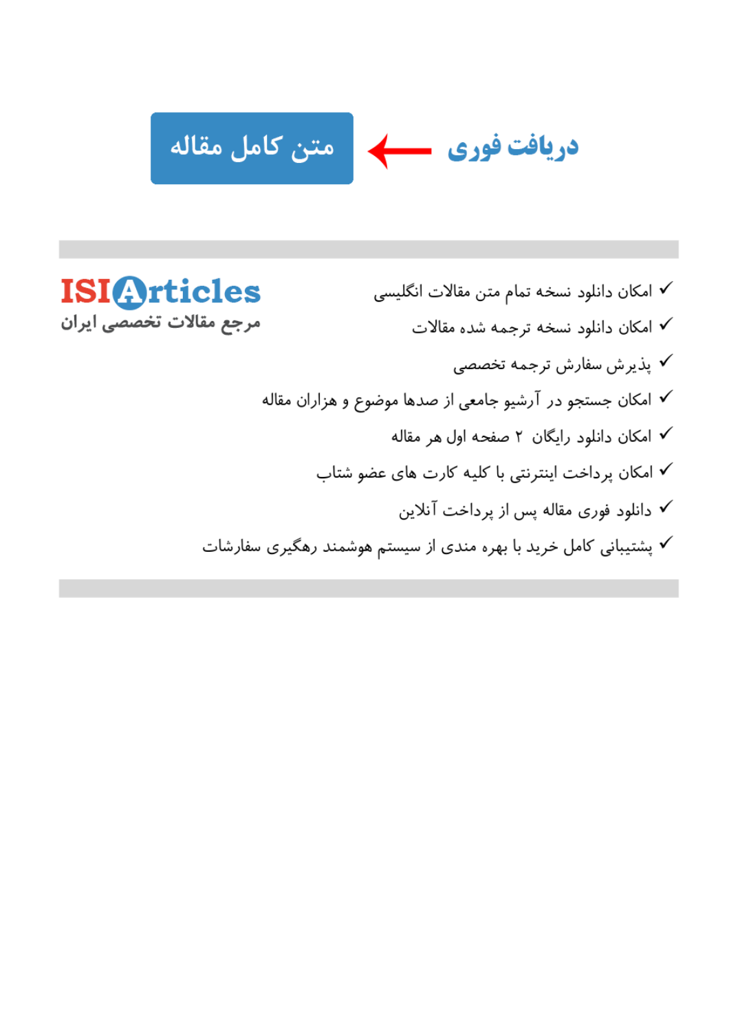دریافت فوری ← **متن کامل مقاله**

**ISIArticles**
مرجع مقالات تخصصی ایران

- ✓ امکان دانلود نسخه تمام متن مقالات انگلیسی
- ✓ امکان دانلود نسخه ترجمه شده مقالات
- ✓ پذیرش سفارش ترجمه تخصصی
- ✓ امکان جستجو در آرشیو جامعی از صدها موضوع و هزاران مقاله
- ✓ امکان دانلود رایگان ۲ صفحه اول هر مقاله
- ✓ امکان پرداخت اینترنتی با کلیه کارت های عضو شتاب
- ✓ دانلود فوری مقاله پس از پرداخت آنلاین
- ✓ پشتیبانی کامل خرید با بهره مندی از سیستم هوشمند رهگیری سفارشات